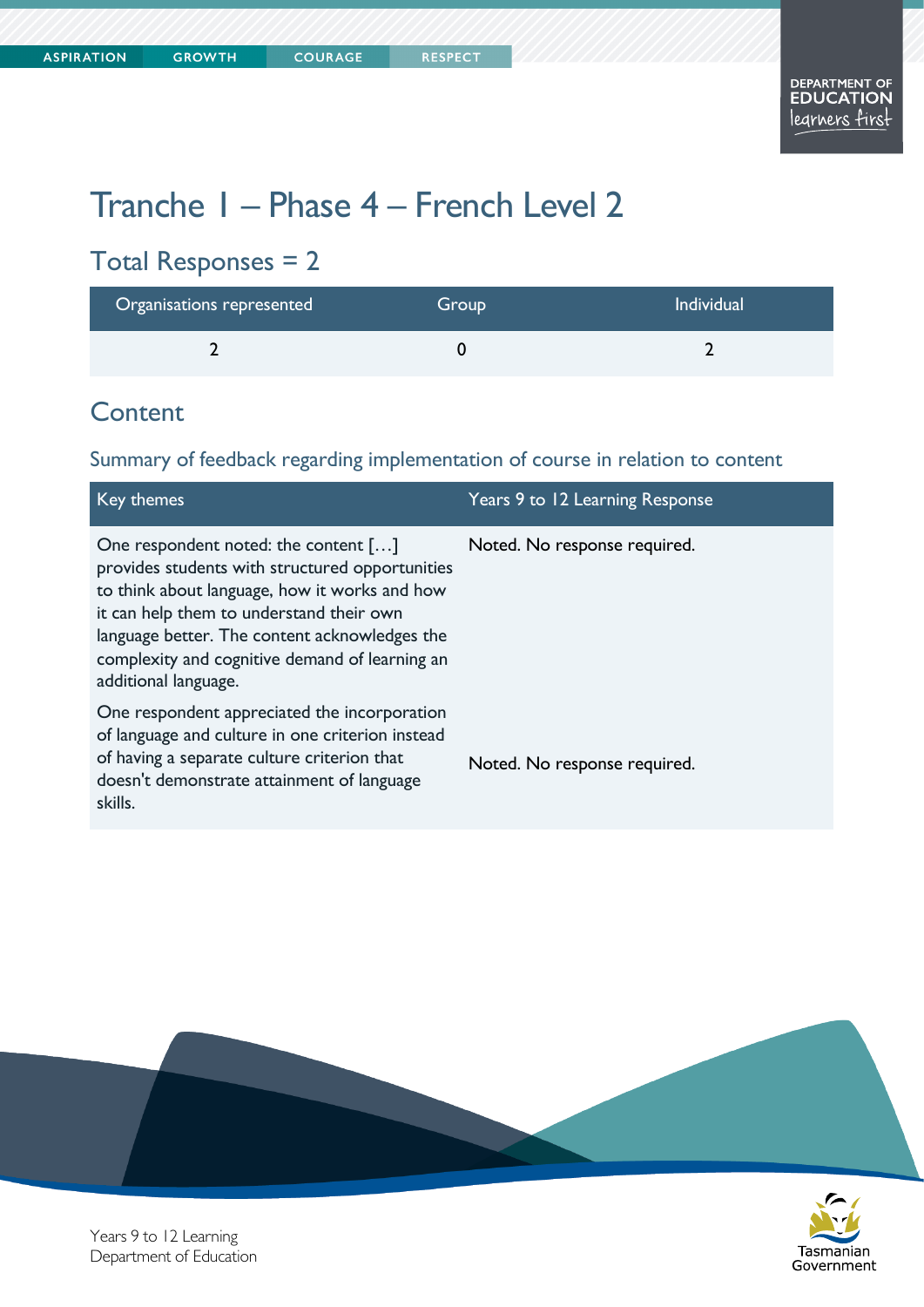# Tranche 1 – Phase 4 – French Level 2

## Total Responses = 2

| Organisations represented | Group | Individual |
| --- | --- | --- |
| 2 | 0 | 2 |

## Content

### Summary of feedback regarding implementation of course in relation to content

| Key themes | Years 9 to 12 Learning Response |
| --- | --- |
| One respondent noted: the content […] provides students with structured opportunities to think about language, how it works and how it can help them to understand their own language better. The content acknowledges the complexity and cognitive demand of learning an additional language. | Noted. No response required. |
| One respondent appreciated the incorporation of language and culture in one criterion instead of having a separate culture criterion that doesn't demonstrate attainment of language skills. | Noted. No response required. |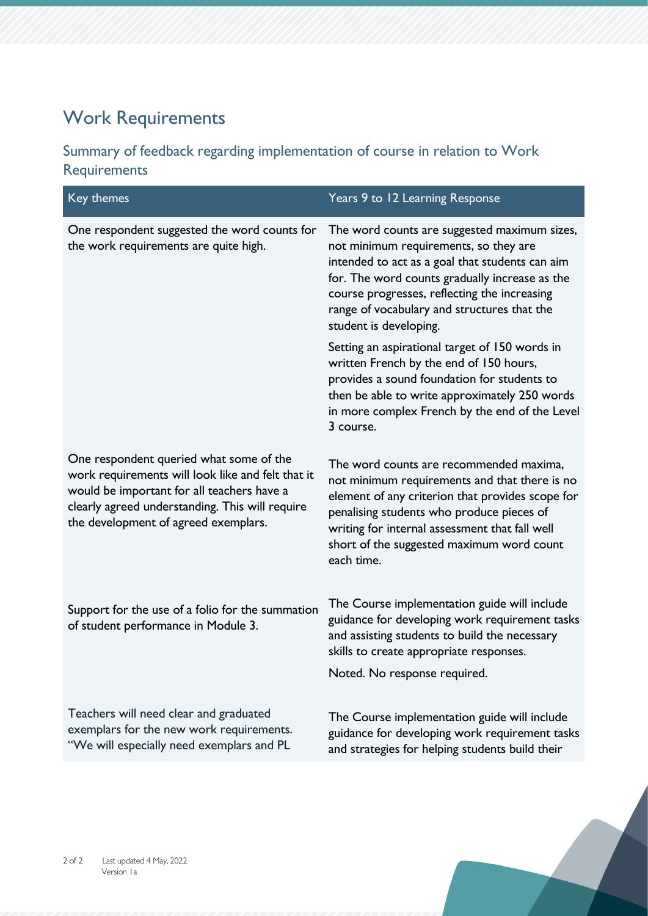# Work Requirements

## Summary of feedback regarding implementation of course in relation to Work Requirements

| Key themes | Years 9 to 12 Learning Response |
|---|---|
| One respondent suggested the word counts for the work requirements are quite high. | The word counts are suggested maximum sizes, not minimum requirements, so they are intended to act as a goal that students can aim for. The word counts gradually increase as the course progresses, reflecting the increasing range of vocabulary and structures that the student is developing.<br><br>Setting an aspirational target of 150 words in written French by the end of 150 hours, provides a sound foundation for students to then be able to write approximately 250 words in more complex French by the end of the Level 3 course. |
| One respondent queried what some of the work requirements will look like and felt that it would be important for all teachers have a clearly agreed understanding. This will require the development of agreed exemplars. | The word counts are recommended maxima, not minimum requirements and that there is no element of any criterion that provides scope for penalising students who produce pieces of writing for internal assessment that fall well short of the suggested maximum word count each time. |
| Support for the use of a folio for the summation of student performance in Module 3. | The Course implementation guide will include guidance for developing work requirement tasks and assisting students to build the necessary skills to create appropriate responses.<br><br>Noted. No response required. |
| Teachers will need clear and graduated exemplars for the new work requirements. "We will especially need exemplars and PL | The Course implementation guide will include guidance for developing work requirement tasks and strategies for helping students build their |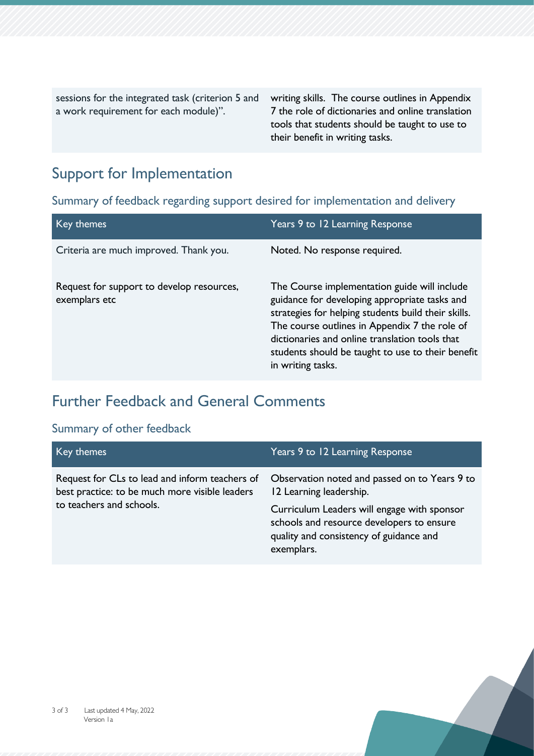| | |
|---|---|
| sessions for the integrated task (criterion 5 and a work requirement for each module)". | writing skills. The course outlines in Appendix 7 the role of dictionaries and online translation tools that students should be taught to use to their benefit in writing tasks. |

## Support for Implementation

### Summary of feedback regarding support desired for implementation and delivery

| Key themes | Years 9 to 12 Learning Response |
|---|---|
| Criteria are much improved. Thank you. | Noted. No response required. |
| Request for support to develop resources, exemplars etc | The Course implementation guide will include guidance for developing appropriate tasks and strategies for helping students build their skills. The course outlines in Appendix 7 the role of dictionaries and online translation tools that students should be taught to use to their benefit in writing tasks. |

## Further Feedback and General Comments

### Summary of other feedback

| Key themes | Years 9 to 12 Learning Response |
|---|---|
| Request for CLs to lead and inform teachers of best practice: to be much more visible leaders to teachers and schools. | Observation noted and passed on to Years 9 to 12 Learning leadership.<br><br>Curriculum Leaders will engage with sponsor schools and resource developers to ensure quality and consistency of guidance and exemplars. |

Last updated 4 May, 2022
Version 1a